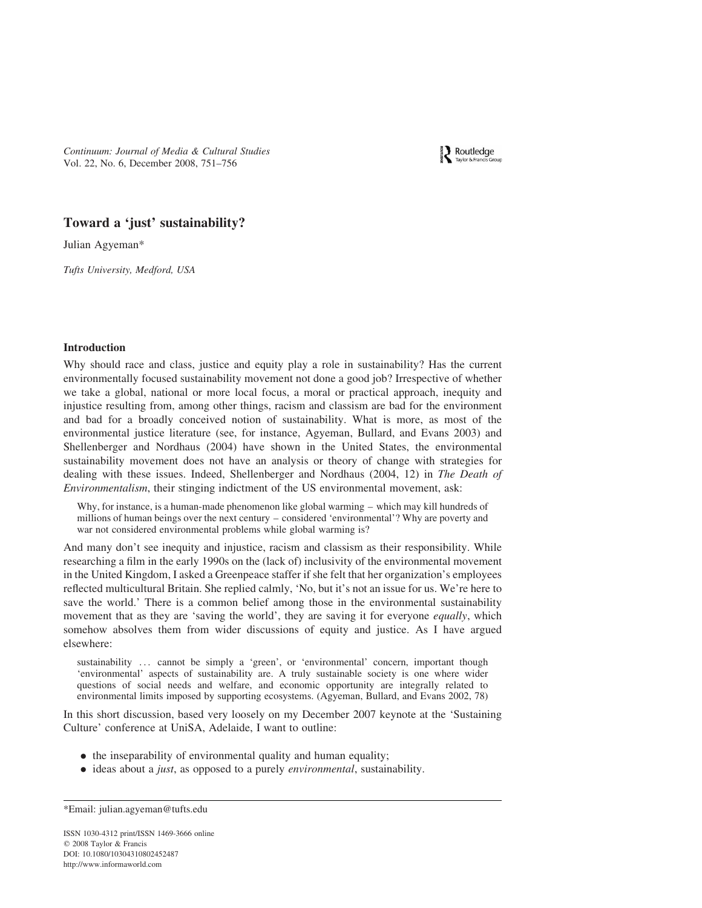# Toward a 'just' sustainability?

Julian Agyeman*

*Tufts University, Medford, USA*

## Introduction

Why should race and class, justice and equity play a role in sustainability? Has the current environmentally focused sustainability movement not done a good job? Irrespective of whether we take a global, national or more local focus, a moral or practical approach, inequity and injustice resulting from, among other things, racism and classism are bad for the environment and bad for a broadly conceived notion of sustainability. What is more, as most of the environmental justice literature (see, for instance, Agyeman, Bullard, and Evans 2003) and Shellenberger and Nordhaus (2004) have shown in the United States, the environmental sustainability movement does not have an analysis or theory of change with strategies for dealing with these issues. Indeed, Shellenberger and Nordhaus (2004, 12) in *The Death of Environmentalism*, their stinging indictment of the US environmental movement, ask:

> Why, for instance, is a human-made phenomenon like global warming – which may kill hundreds of millions of human beings over the next century – considered 'environmental'? Why are poverty and war not considered environmental problems while global warming is?

And many don't see inequity and injustice, racism and classism as their responsibility. While researching a film in the early 1990s on the (lack of) inclusivity of the environmental movement in the United Kingdom, I asked a Greenpeace staffer if she felt that her organization's employees reflected multicultural Britain. She replied calmly, 'No, but it's not an issue for us. We're here to save the world.' There is a common belief among those in the environmental sustainability movement that as they are 'saving the world', they are saving it for everyone *equally*, which somehow absolves them from wider discussions of equity and justice. As I have argued elsewhere:

> sustainability ... cannot be simply a 'green', or 'environmental' concern, important though 'environmental' aspects of sustainability are. A truly sustainable society is one where wider questions of social needs and welfare, and economic opportunity are integrally related to environmental limits imposed by supporting ecosystems. (Agyeman, Bullard, and Evans 2002, 78)

In this short discussion, based very loosely on my December 2007 keynote at the 'Sustaining Culture' conference at UniSA, Adelaide, I want to outline:

- the inseparability of environmental quality and human equality;
- ideas about a *just*, as opposed to a purely *environmental*, sustainability.

*Email: julian.agyeman@tufts.edu

ISSN 1030-4312 print/ISSN 1469-3666 online
© 2008 Taylor & Francis
DOI: 10.1080/10304310802452487
http://www.informaworld.com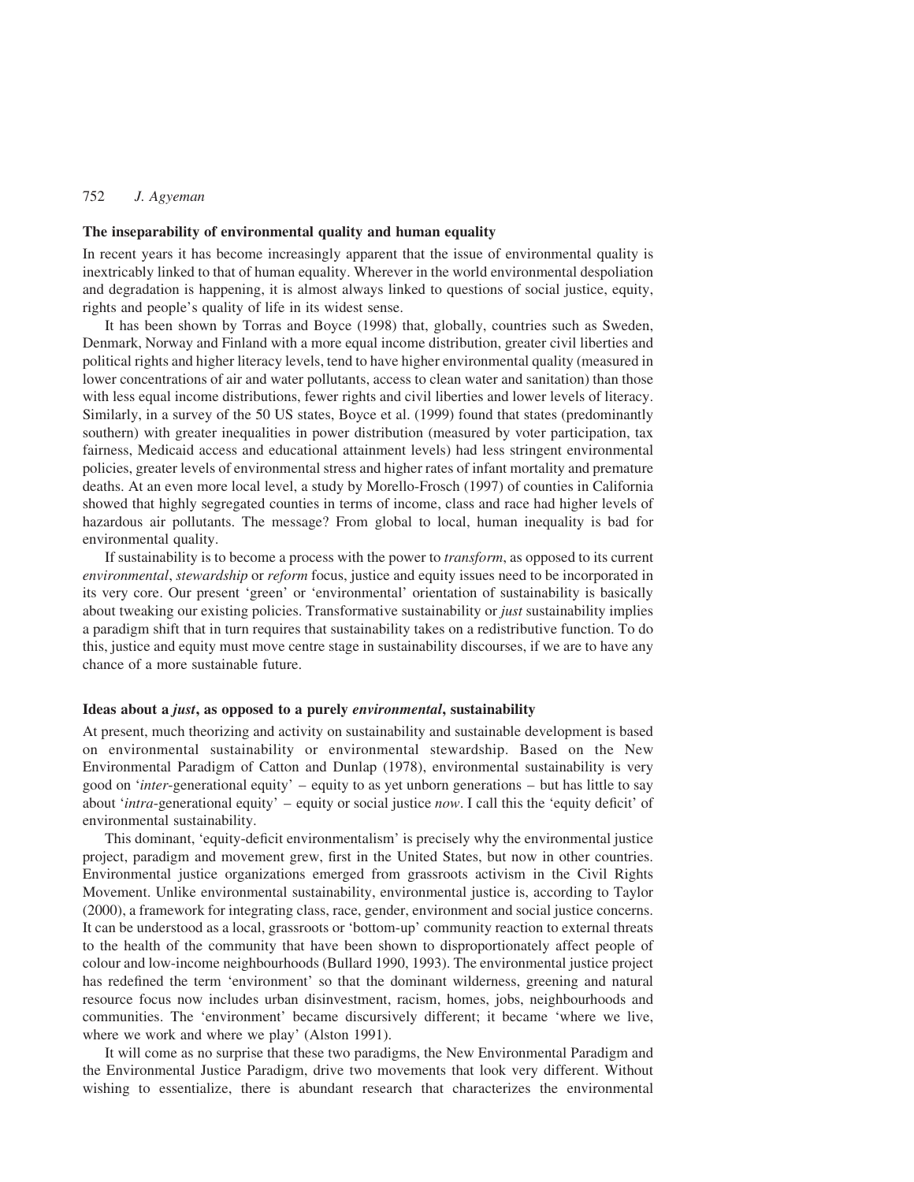## The inseparability of environmental quality and human equality

In recent years it has become increasingly apparent that the issue of environmental quality is inextricably linked to that of human equality. Wherever in the world environmental despoliation and degradation is happening, it is almost always linked to questions of social justice, equity, rights and people's quality of life in its widest sense.

It has been shown by Torras and Boyce (1998) that, globally, countries such as Sweden, Denmark, Norway and Finland with a more equal income distribution, greater civil liberties and political rights and higher literacy levels, tend to have higher environmental quality (measured in lower concentrations of air and water pollutants, access to clean water and sanitation) than those with less equal income distributions, fewer rights and civil liberties and lower levels of literacy. Similarly, in a survey of the 50 US states, Boyce et al. (1999) found that states (predominantly southern) with greater inequalities in power distribution (measured by voter participation, tax fairness, Medicaid access and educational attainment levels) had less stringent environmental policies, greater levels of environmental stress and higher rates of infant mortality and premature deaths. At an even more local level, a study by Morello-Frosch (1997) of counties in California showed that highly segregated counties in terms of income, class and race had higher levels of hazardous air pollutants. The message? From global to local, human inequality is bad for environmental quality.

If sustainability is to become a process with the power to *transform*, as opposed to its current *environmental*, *stewardship* or *reform* focus, justice and equity issues need to be incorporated in its very core. Our present 'green' or 'environmental' orientation of sustainability is basically about tweaking our existing policies. Transformative sustainability or *just* sustainability implies a paradigm shift that in turn requires that sustainability takes on a redistributive function. To do this, justice and equity must move centre stage in sustainability discourses, if we are to have any chance of a more sustainable future.

## Ideas about a *just*, as opposed to a purely *environmental*, sustainability

At present, much theorizing and activity on sustainability and sustainable development is based on environmental sustainability or environmental stewardship. Based on the New Environmental Paradigm of Catton and Dunlap (1978), environmental sustainability is very good on '*inter*-generational equity' – equity to as yet unborn generations – but has little to say about '*intra*-generational equity' – equity or social justice *now*. I call this the 'equity deficit' of environmental sustainability.

This dominant, 'equity-deficit environmentalism' is precisely why the environmental justice project, paradigm and movement grew, first in the United States, but now in other countries. Environmental justice organizations emerged from grassroots activism in the Civil Rights Movement. Unlike environmental sustainability, environmental justice is, according to Taylor (2000), a framework for integrating class, race, gender, environment and social justice concerns. It can be understood as a local, grassroots or 'bottom-up' community reaction to external threats to the health of the community that have been shown to disproportionately affect people of colour and low-income neighbourhoods (Bullard 1990, 1993). The environmental justice project has redefined the term 'environment' so that the dominant wilderness, greening and natural resource focus now includes urban disinvestment, racism, homes, jobs, neighbourhoods and communities. The 'environment' became discursively different; it became 'where we live, where we work and where we play' (Alston 1991).

It will come as no surprise that these two paradigms, the New Environmental Paradigm and the Environmental Justice Paradigm, drive two movements that look very different. Without wishing to essentialize, there is abundant research that characterizes the environmental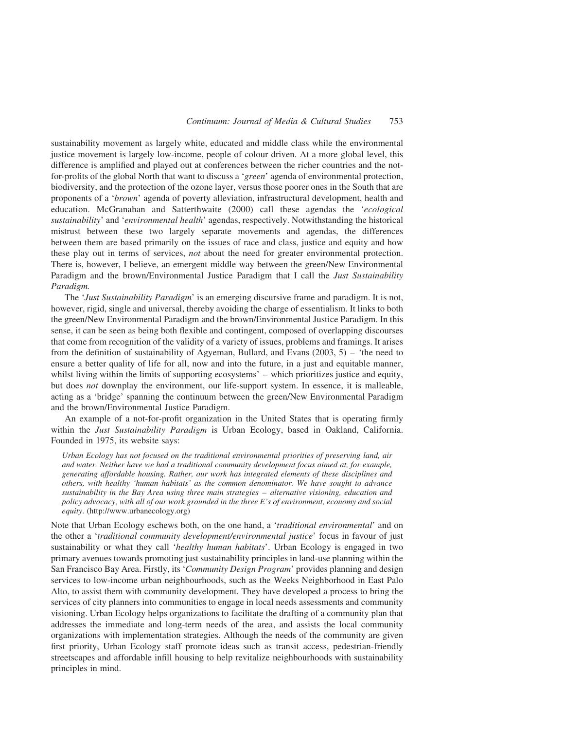sustainability movement as largely white, educated and middle class while the environmental justice movement is largely low-income, people of colour driven. At a more global level, this difference is amplified and played out at conferences between the richer countries and the not-for-profits of the global North that want to discuss a '*green*' agenda of environmental protection, biodiversity, and the protection of the ozone layer, versus those poorer ones in the South that are proponents of a '*brown*' agenda of poverty alleviation, infrastructural development, health and education. McGranahan and Satterthwaite (2000) call these agendas the '*ecological sustainability*' and '*environmental health*' agendas, respectively. Notwithstanding the historical mistrust between these two largely separate movements and agendas, the differences between them are based primarily on the issues of race and class, justice and equity and how these play out in terms of services, *not* about the need for greater environmental protection. There is, however, I believe, an emergent middle way between the green/New Environmental Paradigm and the brown/Environmental Justice Paradigm that I call the *Just Sustainability Paradigm.*

The '*Just Sustainability Paradigm*' is an emerging discursive frame and paradigm. It is not, however, rigid, single and universal, thereby avoiding the charge of essentialism. It links to both the green/New Environmental Paradigm and the brown/Environmental Justice Paradigm. In this sense, it can be seen as being both flexible and contingent, composed of overlapping discourses that come from recognition of the validity of a variety of issues, problems and framings. It arises from the definition of sustainability of Agyeman, Bullard, and Evans (2003, 5) – 'the need to ensure a better quality of life for all, now and into the future, in a just and equitable manner, whilst living within the limits of supporting ecosystems' – which prioritizes justice and equity, but does *not* downplay the environment, our life-support system. In essence, it is malleable, acting as a 'bridge' spanning the continuum between the green/New Environmental Paradigm and the brown/Environmental Justice Paradigm.

An example of a not-for-profit organization in the United States that is operating firmly within the *Just Sustainability Paradigm* is Urban Ecology, based in Oakland, California. Founded in 1975, its website says:

> *Urban Ecology has not focused on the traditional environmental priorities of preserving land, air and water. Neither have we had a traditional community development focus aimed at, for example, generating affordable housing. Rather, our work has integrated elements of these disciplines and others, with healthy 'human habitats' as the common denominator. We have sought to advance sustainability in the Bay Area using three main strategies – alternative visioning, education and policy advocacy, with all of our work grounded in the three E's of environment, economy and social equity*. (http://www.urbanecology.org)

Note that Urban Ecology eschews both, on the one hand, a '*traditional environmental*' and on the other a '*traditional community development/environmental justice*' focus in favour of just sustainability or what they call '*healthy human habitats*'. Urban Ecology is engaged in two primary avenues towards promoting just sustainability principles in land-use planning within the San Francisco Bay Area. Firstly, its '*Community Design Program*' provides planning and design services to low-income urban neighbourhoods, such as the Weeks Neighborhood in East Palo Alto, to assist them with community development. They have developed a process to bring the services of city planners into communities to engage in local needs assessments and community visioning. Urban Ecology helps organizations to facilitate the drafting of a community plan that addresses the immediate and long-term needs of the area, and assists the local community organizations with implementation strategies. Although the needs of the community are given first priority, Urban Ecology staff promote ideas such as transit access, pedestrian-friendly streetscapes and affordable infill housing to help revitalize neighbourhoods with sustainability principles in mind.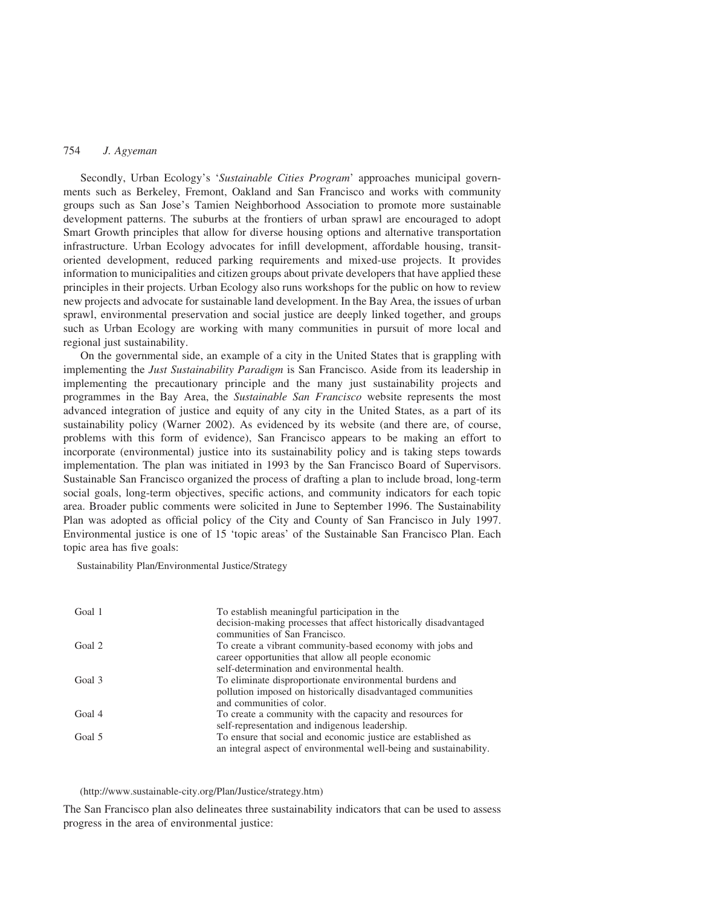Secondly, Urban Ecology's '*Sustainable Cities Program*' approaches municipal governments such as Berkeley, Fremont, Oakland and San Francisco and works with community groups such as San Jose's Tamien Neighborhood Association to promote more sustainable development patterns. The suburbs at the frontiers of urban sprawl are encouraged to adopt Smart Growth principles that allow for diverse housing options and alternative transportation infrastructure. Urban Ecology advocates for infill development, affordable housing, transit-oriented development, reduced parking requirements and mixed-use projects. It provides information to municipalities and citizen groups about private developers that have applied these principles in their projects. Urban Ecology also runs workshops for the public on how to review new projects and advocate for sustainable land development. In the Bay Area, the issues of urban sprawl, environmental preservation and social justice are deeply linked together, and groups such as Urban Ecology are working with many communities in pursuit of more local and regional just sustainability.

On the governmental side, an example of a city in the United States that is grappling with implementing the *Just Sustainability Paradigm* is San Francisco. Aside from its leadership in implementing the precautionary principle and the many just sustainability projects and programmes in the Bay Area, the *Sustainable San Francisco* website represents the most advanced integration of justice and equity of any city in the United States, as a part of its sustainability policy (Warner 2002). As evidenced by its website (and there are, of course, problems with this form of evidence), San Francisco appears to be making an effort to incorporate (environmental) justice into its sustainability policy and is taking steps towards implementation. The plan was initiated in 1993 by the San Francisco Board of Supervisors. Sustainable San Francisco organized the process of drafting a plan to include broad, long-term social goals, long-term objectives, specific actions, and community indicators for each topic area. Broader public comments were solicited in June to September 1996. The Sustainability Plan was adopted as official policy of the City and County of San Francisco in July 1997. Environmental justice is one of 15 'topic areas' of the Sustainable San Francisco Plan. Each topic area has five goals:

Sustainability Plan/Environmental Justice/Strategy

| | |
|---|---|
| Goal 1 | To establish meaningful participation in the decision-making processes that affect historically disadvantaged communities of San Francisco. |
| Goal 2 | To create a vibrant community-based economy with jobs and career opportunities that allow all people economic self-determination and environmental health. |
| Goal 3 | To eliminate disproportionate environmental burdens and pollution imposed on historically disadvantaged communities and communities of color. |
| Goal 4 | To create a community with the capacity and resources for self-representation and indigenous leadership. |
| Goal 5 | To ensure that social and economic justice are established as an integral aspect of environmental well-being and sustainability. |

(http://www.sustainable-city.org/Plan/Justice/strategy.htm)

The San Francisco plan also delineates three sustainability indicators that can be used to assess progress in the area of environmental justice: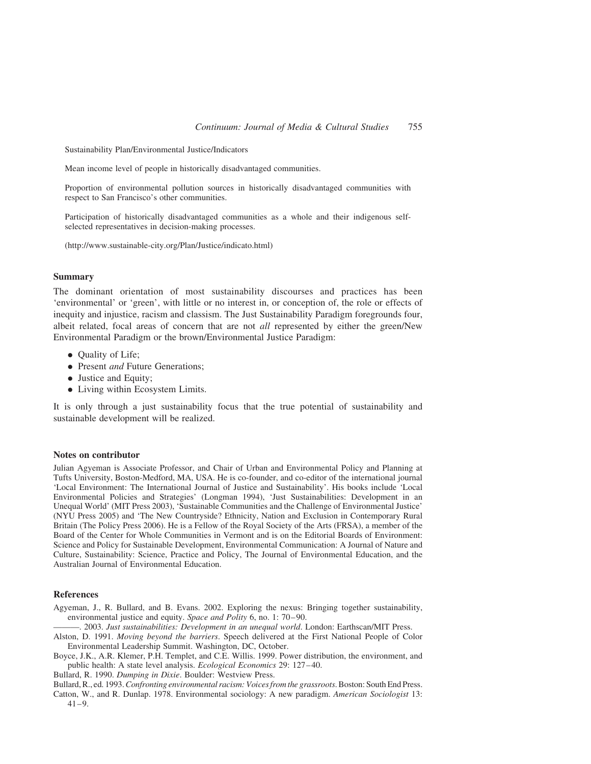Sustainability Plan/Environmental Justice/Indicators

Mean income level of people in historically disadvantaged communities.

Proportion of environmental pollution sources in historically disadvantaged communities with respect to San Francisco's other communities.

Participation of historically disadvantaged communities as a whole and their indigenous self-selected representatives in decision-making processes.

(http://www.sustainable-city.org/Plan/Justice/indicato.html)

## Summary

The dominant orientation of most sustainability discourses and practices has been 'environmental' or 'green', with little or no interest in, or conception of, the role or effects of inequity and injustice, racism and classism. The Just Sustainability Paradigm foregrounds four, albeit related, focal areas of concern that are not *all* represented by either the green/New Environmental Paradigm or the brown/Environmental Justice Paradigm:

- Quality of Life;
- Present *and* Future Generations;
- Justice and Equity;
- Living within Ecosystem Limits.

It is only through a just sustainability focus that the true potential of sustainability and sustainable development will be realized.

## Notes on contributor

Julian Agyeman is Associate Professor, and Chair of Urban and Environmental Policy and Planning at Tufts University, Boston-Medford, MA, USA. He is co-founder, and co-editor of the international journal 'Local Environment: The International Journal of Justice and Sustainability'. His books include 'Local Environmental Policies and Strategies' (Longman 1994), 'Just Sustainabilities: Development in an Unequal World' (MIT Press 2003), 'Sustainable Communities and the Challenge of Environmental Justice' (NYU Press 2005) and 'The New Countryside? Ethnicity, Nation and Exclusion in Contemporary Rural Britain (The Policy Press 2006). He is a Fellow of the Royal Society of the Arts (FRSA), a member of the Board of the Center for Whole Communities in Vermont and is on the Editorial Boards of Environment: Science and Policy for Sustainable Development, Environmental Communication: A Journal of Nature and Culture, Sustainability: Science, Practice and Policy, The Journal of Environmental Education, and the Australian Journal of Environmental Education.

## References

Agyeman, J., R. Bullard, and B. Evans. 2002. Exploring the nexus: Bringing together sustainability, environmental justice and equity. *Space and Polity* 6, no. 1: 70–90.

———. 2003. *Just sustainabilities: Development in an unequal world*. London: Earthscan/MIT Press.

Alston, D. 1991. *Moving beyond the barriers*. Speech delivered at the First National People of Color Environmental Leadership Summit. Washington, DC, October.

Boyce, J.K., A.R. Klemer, P.H. Templet, and C.E. Willis. 1999. Power distribution, the environment, and public health: A state level analysis. *Ecological Economics* 29: 127–40.

Bullard, R. 1990. *Dumping in Dixie*. Boulder: Westview Press.

Bullard, R., ed. 1993. *Confronting environmental racism: Voices from the grassroots*. Boston: South End Press.

Catton, W., and R. Dunlap. 1978. Environmental sociology: A new paradigm. *American Sociologist* 13: 41–9.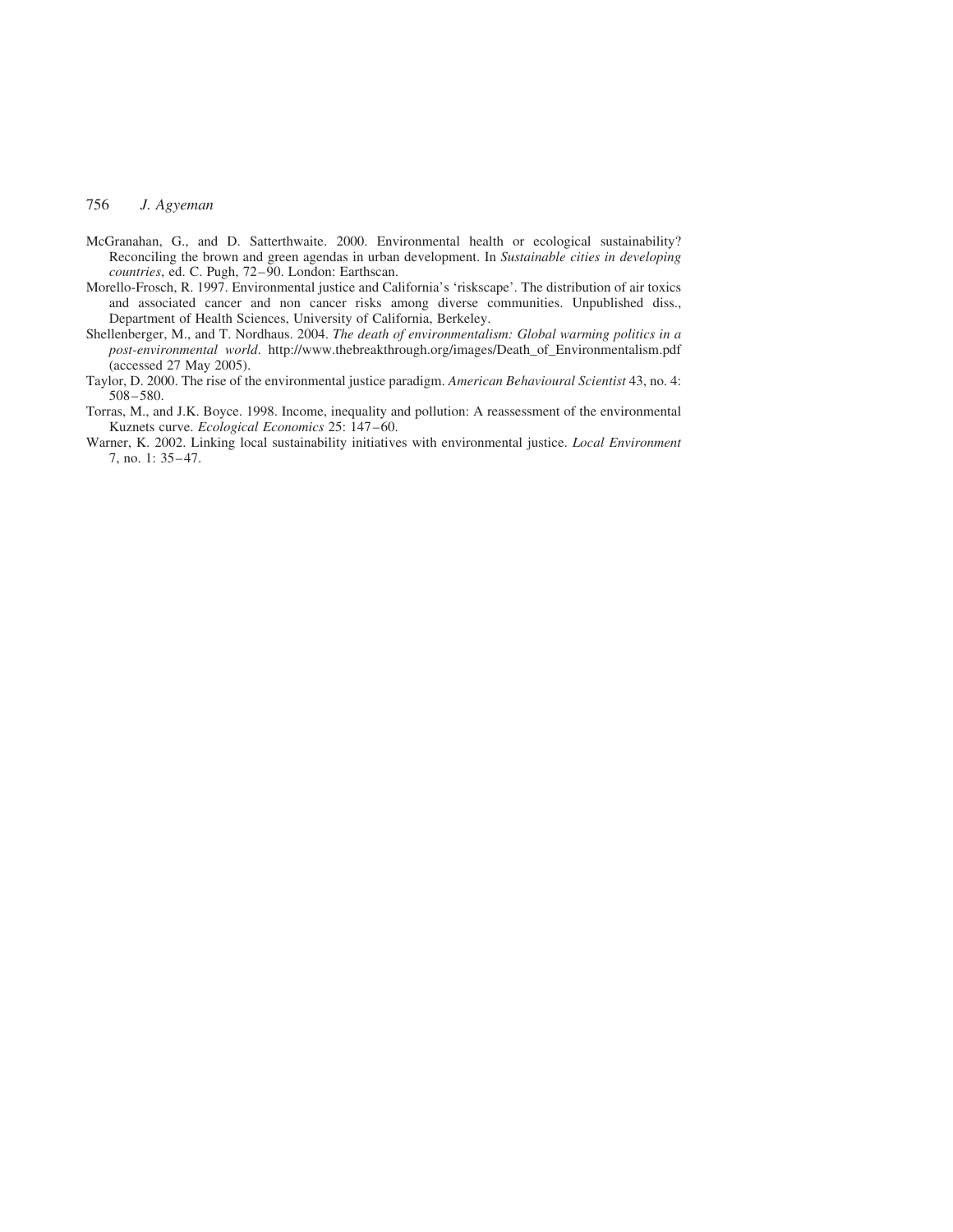McGranahan, G., and D. Satterthwaite. 2000. Environmental health or ecological sustainability? Reconciling the brown and green agendas in urban development. In *Sustainable cities in developing countries*, ed. C. Pugh, 72–90. London: Earthscan.

Morello-Frosch, R. 1997. Environmental justice and California's 'riskscape'. The distribution of air toxics and associated cancer and non cancer risks among diverse communities. Unpublished diss., Department of Health Sciences, University of California, Berkeley.

Shellenberger, M., and T. Nordhaus. 2004. *The death of environmentalism: Global warming politics in a post-environmental world*. http://www.thebreakthrough.org/images/Death_of_Environmentalism.pdf (accessed 27 May 2005).

Taylor, D. 2000. The rise of the environmental justice paradigm. *American Behavioural Scientist* 43, no. 4: 508–580.

Torras, M., and J.K. Boyce. 1998. Income, inequality and pollution: A reassessment of the environmental Kuznets curve. *Ecological Economics* 25: 147–60.

Warner, K. 2002. Linking local sustainability initiatives with environmental justice. *Local Environment* 7, no. 1: 35–47.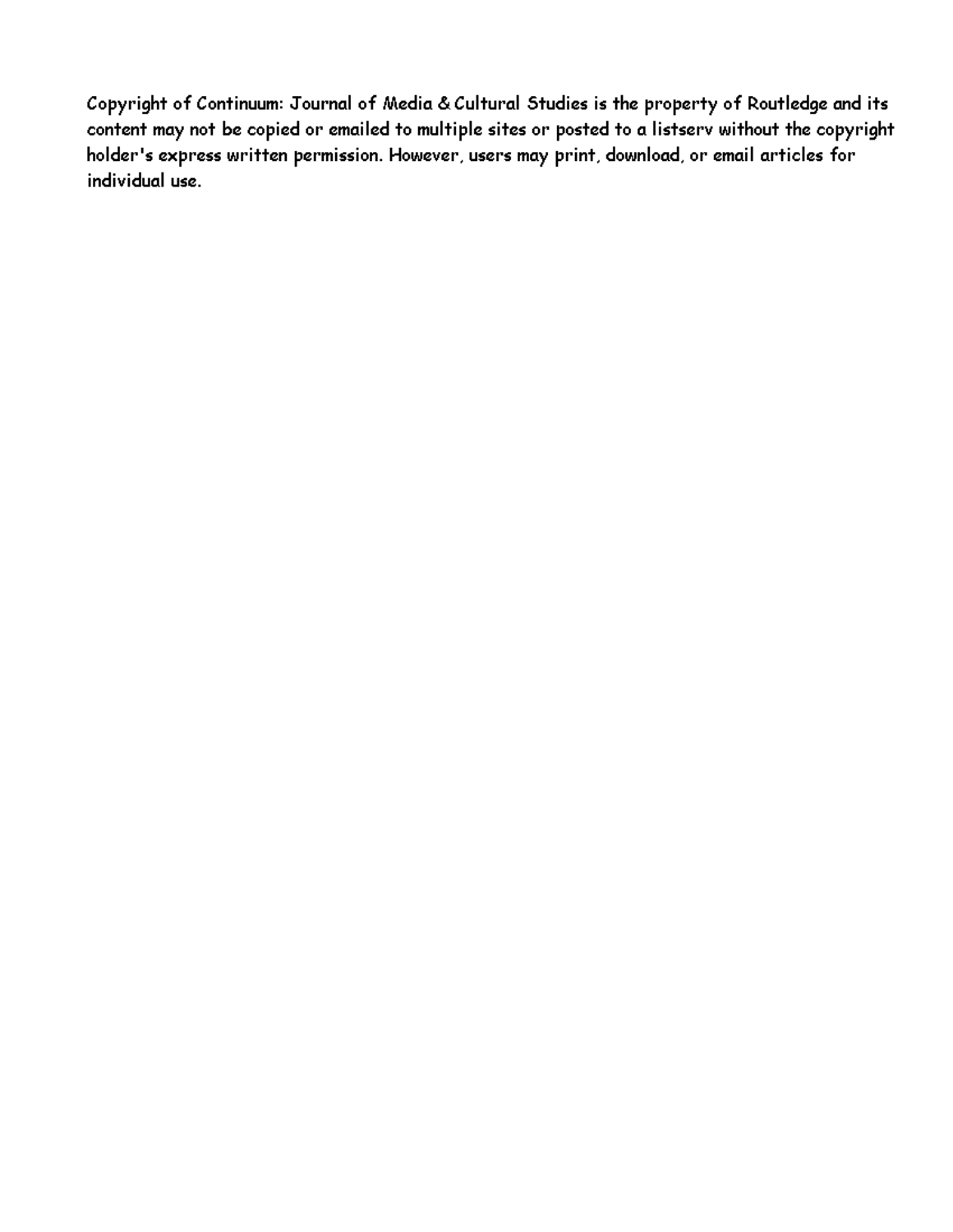Copyright of Continuum: Journal of Media & Cultural Studies is the property of Routledge and its content may not be copied or emailed to multiple sites or posted to a listserv without the copyright holder's express written permission. However, users may print, download, or email articles for individual use.